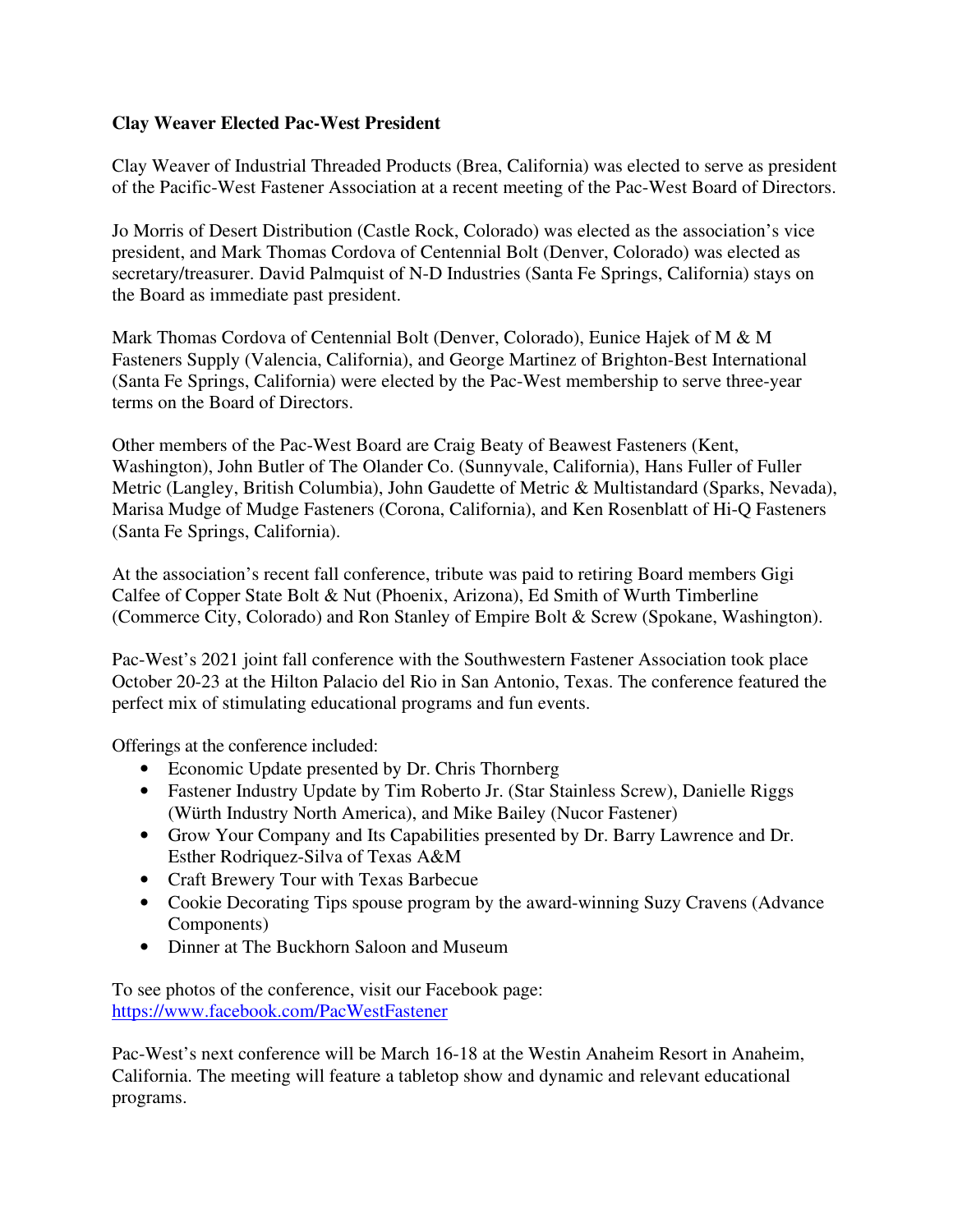**Clay Weaver Elected Pac-West President**

Clay Weaver of Industrial Threaded Products (Brea, California) was elected to serve as president of the Pacific-West Fastener Association at a recent meeting of the Pac-West Board of Directors.

Jo Morris of Desert Distribution (Castle Rock, Colorado) was elected as the association's vice president, and Mark Thomas Cordova of Centennial Bolt (Denver, Colorado) was elected as secretary/treasurer. David Palmquist of N-D Industries (Santa Fe Springs, California) stays on the Board as immediate past president.

Mark Thomas Cordova of Centennial Bolt (Denver, Colorado), Eunice Hajek of M & M Fasteners Supply (Valencia, California), and George Martinez of Brighton-Best International (Santa Fe Springs, California) were elected by the Pac-West membership to serve three-year terms on the Board of Directors.

Other members of the Pac-West Board are Craig Beaty of Beawest Fasteners (Kent, Washington), John Butler of The Olander Co. (Sunnyvale, California), Hans Fuller of Fuller Metric (Langley, British Columbia), John Gaudette of Metric & Multistandard (Sparks, Nevada), Marisa Mudge of Mudge Fasteners (Corona, California), and Ken Rosenblatt of Hi-Q Fasteners (Santa Fe Springs, California).

At the association's recent fall conference, tribute was paid to retiring Board members Gigi Calfee of Copper State Bolt & Nut (Phoenix, Arizona), Ed Smith of Wurth Timberline (Commerce City, Colorado) and Ron Stanley of Empire Bolt & Screw (Spokane, Washington).

Pac-West's 2021 joint fall conference with the Southwestern Fastener Association took place October 20-23 at the Hilton Palacio del Rio in San Antonio, Texas. The conference featured the perfect mix of stimulating educational programs and fun events.

Offerings at the conference included:

- Economic Update presented by Dr. Chris Thornberg
- Fastener Industry Update by Tim Roberto Jr. (Star Stainless Screw), Danielle Riggs (Würth Industry North America), and Mike Bailey (Nucor Fastener)
- Grow Your Company and Its Capabilities presented by Dr. Barry Lawrence and Dr. Esther Rodriquez-Silva of Texas A&M
- Craft Brewery Tour with Texas Barbecue
- Cookie Decorating Tips spouse program by the award-winning Suzy Cravens (Advance Components)
- Dinner at The Buckhorn Saloon and Museum

To see photos of the conference, visit our Facebook page: https://www.facebook.com/PacWestFastener

Pac-West's next conference will be March 16-18 at the Westin Anaheim Resort in Anaheim, California. The meeting will feature a tabletop show and dynamic and relevant educational programs.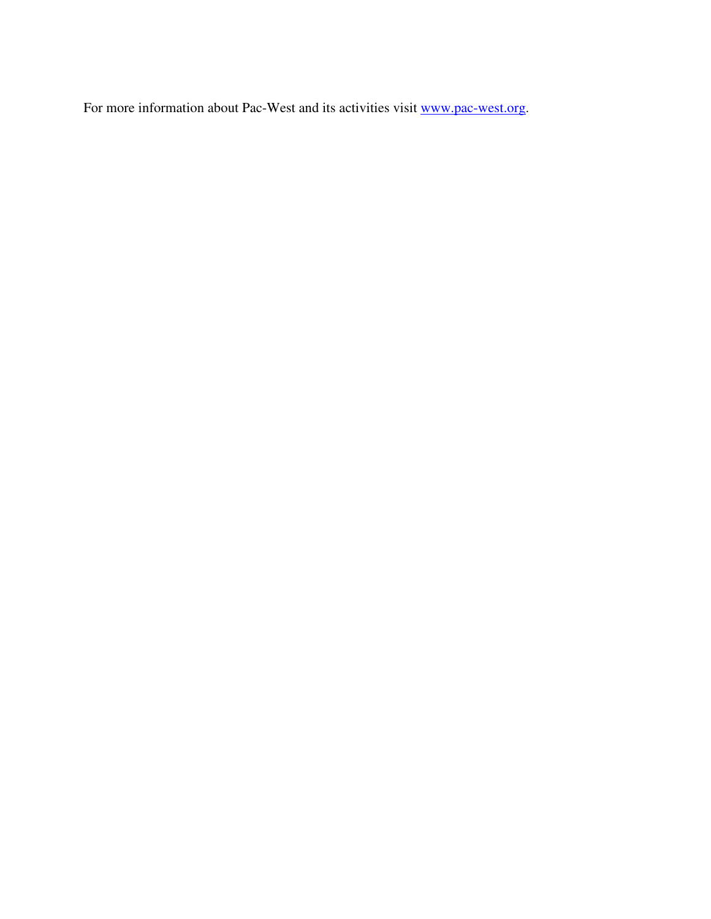For more information about Pac-West and its activities visit [www.pac-west.org](http://www.pac-west.org).